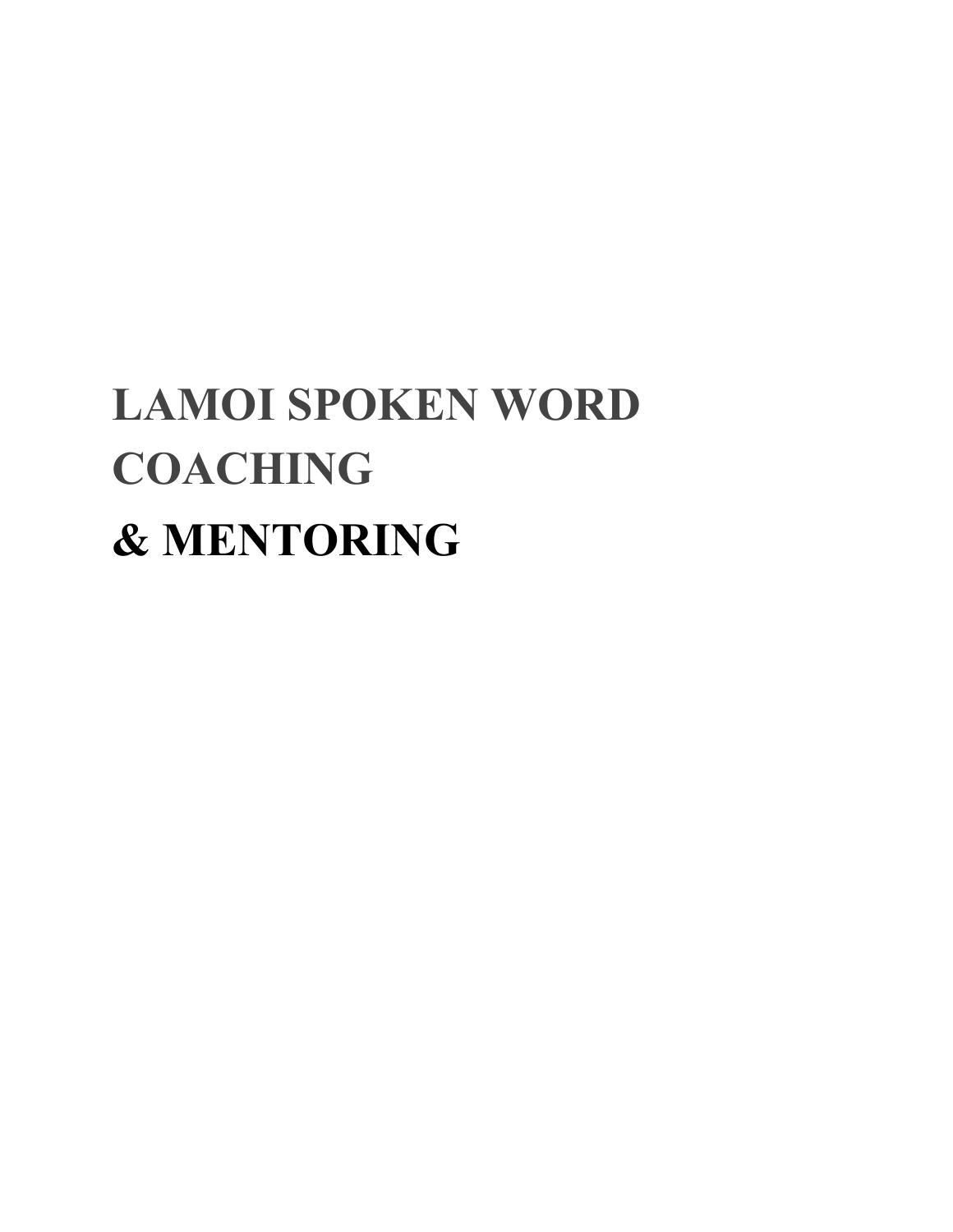# LAMOI SPOKEN WORD COACHING

# & MENTORING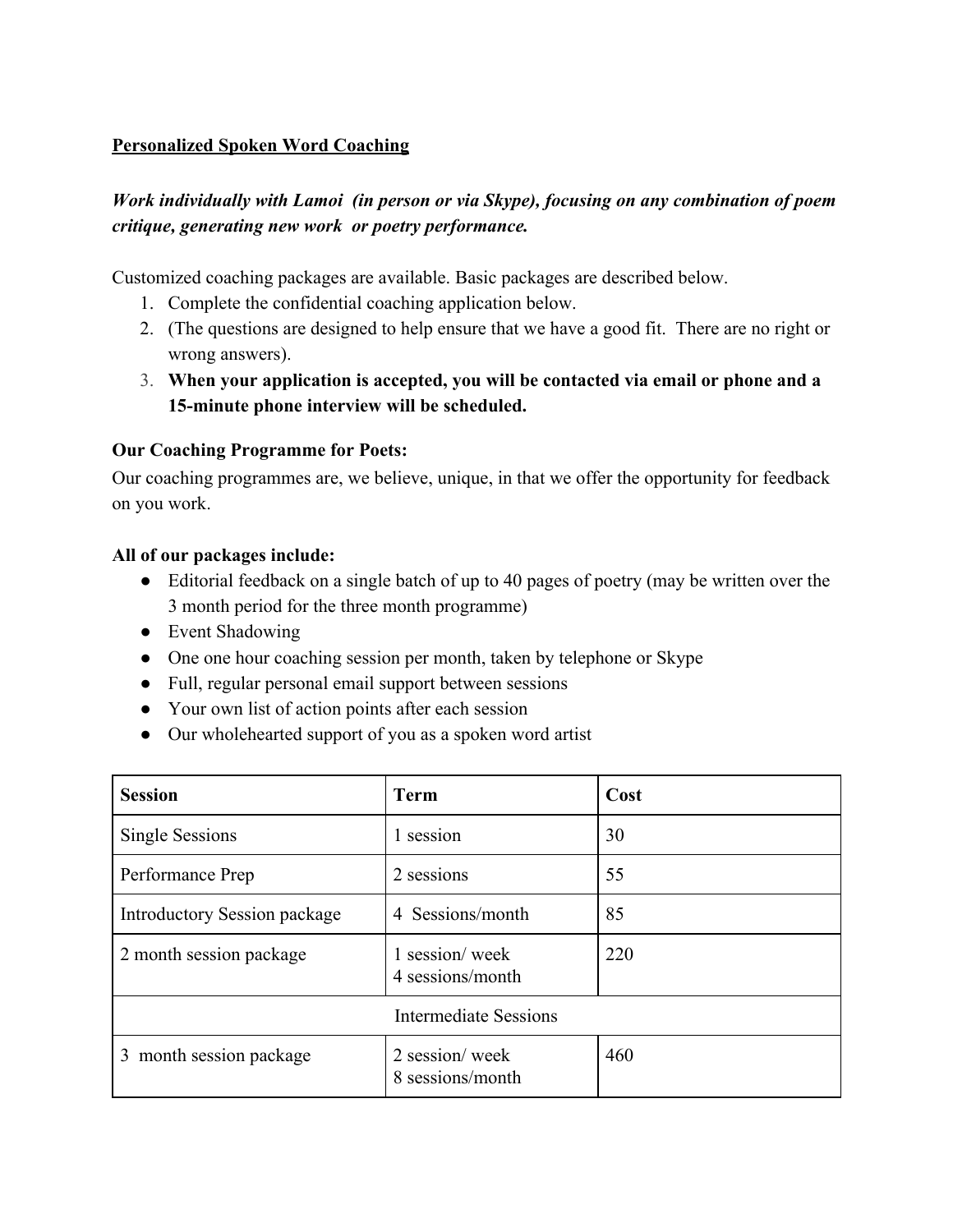**<u>Personalized Spoken Word Coaching</u>**

***Work individually with Lamoi (in person or via Skype), focusing on any combination of poem critique, generating new work or poetry performance.***

Customized coaching packages are available. Basic packages are described below.

1. Complete the confidential coaching application below.
2. (The questions are designed to help ensure that we have a good fit. There are no right or wrong answers).
3. **When your application is accepted, you will be contacted via email or phone and a 15-minute phone interview will be scheduled.**

**Our Coaching Programme for Poets:**

Our coaching programmes are, we believe, unique, in that we offer the opportunity for feedback on you work.

**All of our packages include:**

- Editorial feedback on a single batch of up to 40 pages of poetry (may be written over the 3 month period for the three month programme)
- Event Shadowing
- One one hour coaching session per month, taken by telephone or Skype
- Full, regular personal email support between sessions
- Your own list of action points after each session
- Our wholehearted support of you as a spoken word artist

| Session | Term | Cost |
|---|---|---|
| Single Sessions | 1 session | 30 |
| Performance Prep | 2 sessions | 55 |
| Introductory Session package | 4 Sessions/month | 85 |
| 2 month session package | 1 session/ week<br>4 sessions/month | 220 |
| Intermediate Sessions | | |
| 3 month session package | 2 session/ week<br>8 sessions/month | 460 |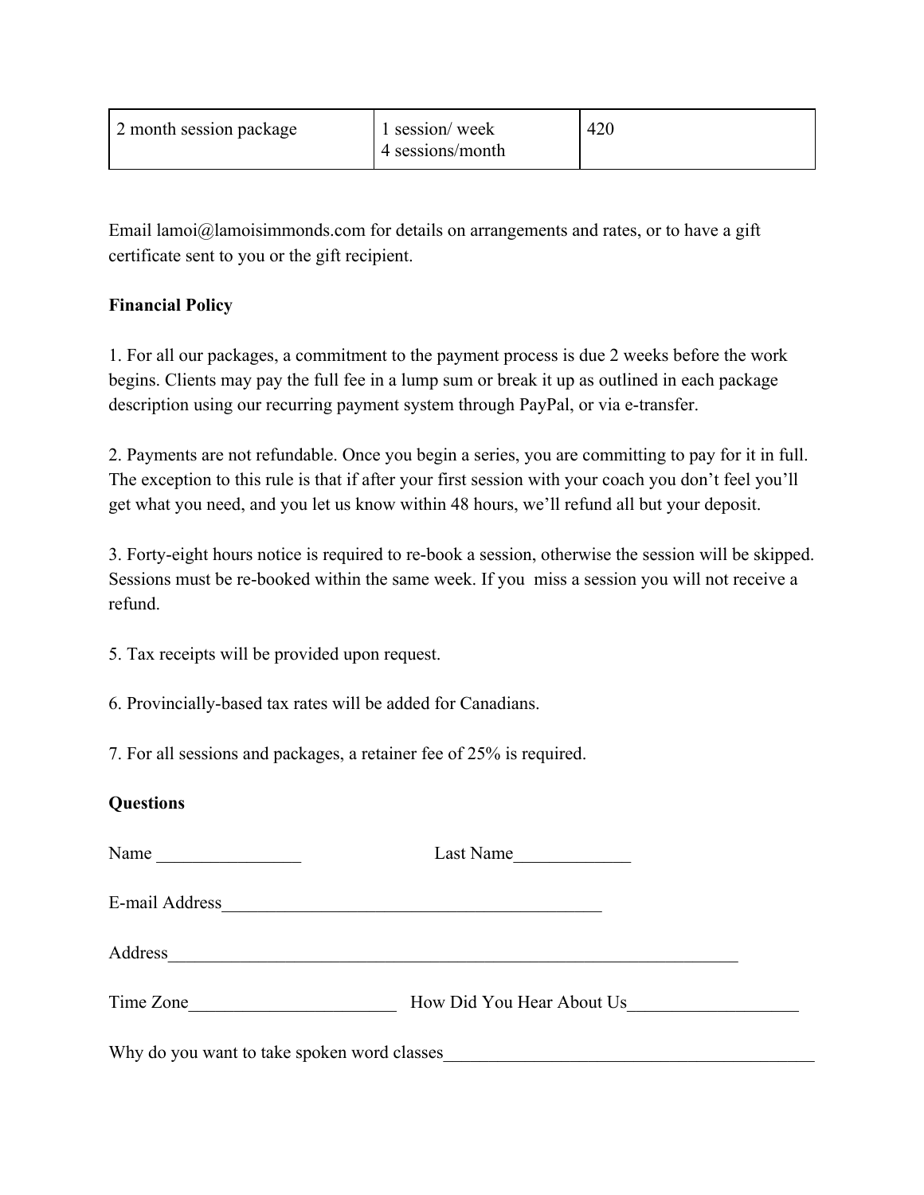| | | |
|---|---|---|
| 2 month session package | 1 session/ week<br>4 sessions/month | 420 |

Email lamoi@lamoisimmonds.com for details on arrangements and rates, or to have a gift certificate sent to you or the gift recipient.

**Financial Policy**

1. For all our packages, a commitment to the payment process is due 2 weeks before the work begins. Clients may pay the full fee in a lump sum or break it up as outlined in each package description using our recurring payment system through PayPal, or via e-transfer.

2. Payments are not refundable. Once you begin a series, you are committing to pay for it in full. The exception to this rule is that if after your first session with your coach you don't feel you'll get what you need, and you let us know within 48 hours, we'll refund all but your deposit.

3. Forty-eight hours notice is required to re-book a session, otherwise the session will be skipped. Sessions must be re-booked within the same week. If you miss a session you will not receive a refund.

5. Tax receipts will be provided upon request.

6. Provincially-based tax rates will be added for Canadians.

7. For all sessions and packages, a retainer fee of 25% is required.

**Questions**

Name ________________ Last Name_____________

E-mail Address__________________________________________

Address_________________________________________________________________

Time Zone_______________________ How Did You Hear About Us___________________

Why do you want to take spoken word classes__________________________________________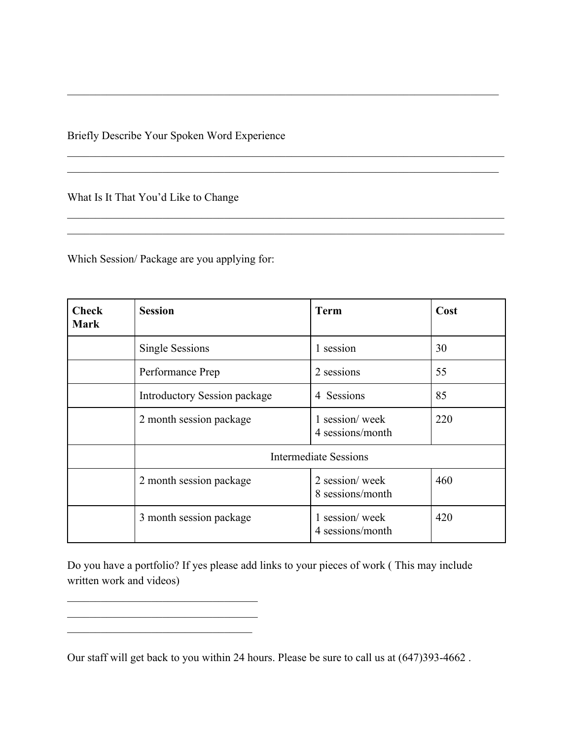___________________________________________________________________________

Briefly Describe Your Spoken Word Experience

___________________________________________________________________________
___________________________________________________________________________

What Is It That You'd Like to Change

___________________________________________________________________________
___________________________________________________________________________

Which Session/ Package are you applying for:

| **Check Mark** | **Session** | **Term** | **Cost** |
|---|---|---|---|
| | Single Sessions | 1 session | 30 |
| | Performance Prep | 2 sessions | 55 |
| | Introductory Session package | 4 Sessions | 85 |
| | 2 month session package | 1 session/ week<br>4 sessions/month | 220 |
| | Intermediate Sessions | | |
| | 2 month session package | 2 session/ week<br>8 sessions/month | 460 |
| | 3 month session package | 1 session/ week<br>4 sessions/month | 420 |

Do you have a portfolio? If yes please add links to your pieces of work ( This may include written work and videos)

___________________________________
___________________________________
___________________________________

Our staff will get back to you within 24 hours. Please be sure to call us at (647)393-4662 .